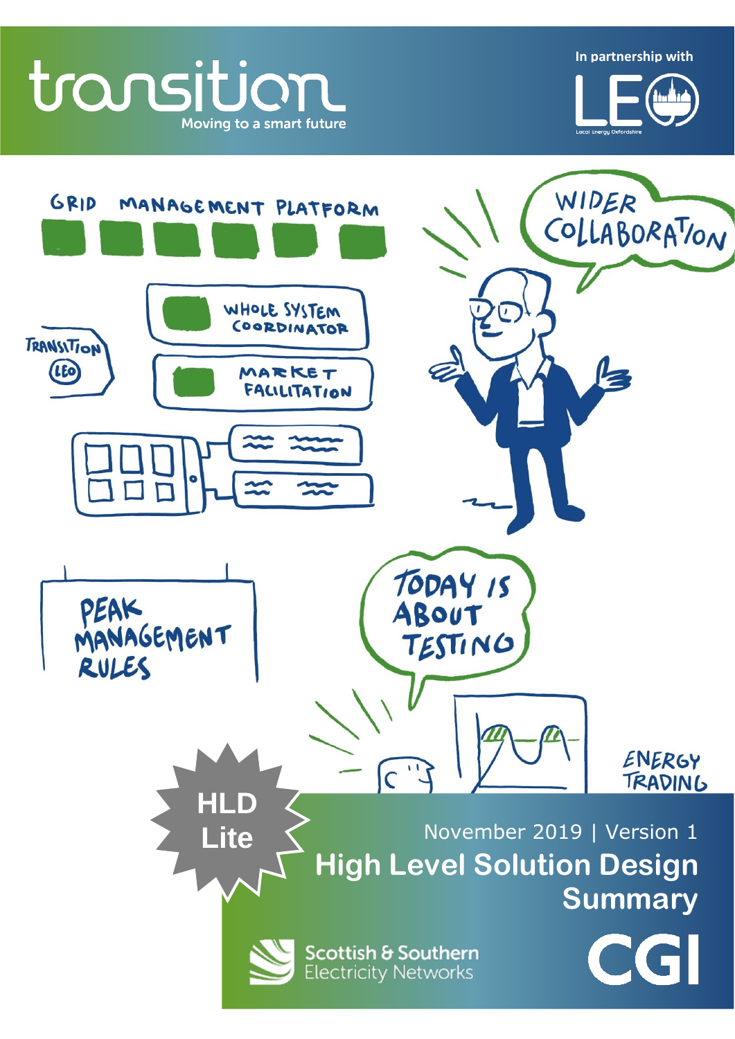transition
Moving to a smart future

In partnership with LEO

GRID MANAGEMENT PLATFORM

WHOLE SYSTEM COORDINATOR

MARKET FACILITATION

TRANSITION LEO

WIDER COLLABORATION

PEAK MANAGEMENT RULES

TODAY IS ABOUT TESTING

ENERGY TRADING

HLD Lite

November 2019 | Version 1

# High Level Solution Design Summary

Scottish & Southern Electricity Networks

CGI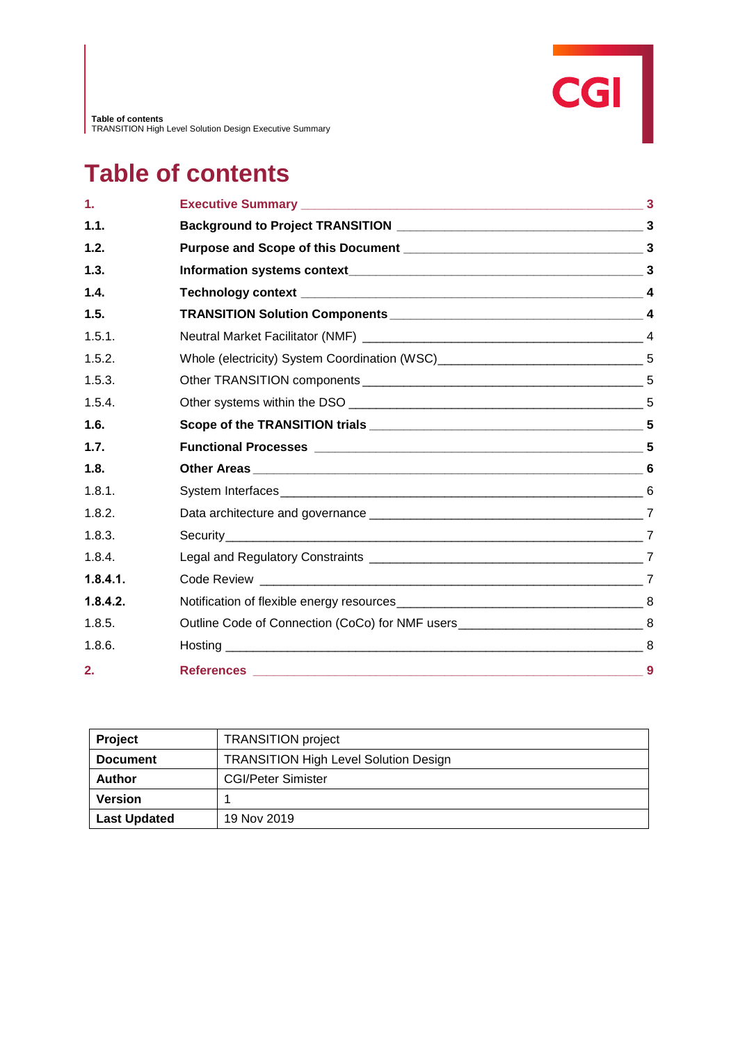# Table of contents

| | | |
|---|---|---|
| **1.** | **Executive Summary** | **3** |
| **1.1.** | **Background to Project TRANSITION** | **3** |
| **1.2.** | **Purpose and Scope of this Document** | **3** |
| **1.3.** | **Information systems context** | **3** |
| **1.4.** | **Technology context** | **4** |
| **1.5.** | **TRANSITION Solution Components** | **4** |
| 1.5.1. | Neutral Market Facilitator (NMF) | 4 |
| 1.5.2. | Whole (electricity) System Coordination (WSC) | 5 |
| 1.5.3. | Other TRANSITION components | 5 |
| 1.5.4. | Other systems within the DSO | 5 |
| **1.6.** | **Scope of the TRANSITION trials** | **5** |
| **1.7.** | **Functional Processes** | **5** |
| **1.8.** | **Other Areas** | **6** |
| 1.8.1. | System Interfaces | 6 |
| 1.8.2. | Data architecture and governance | 7 |
| 1.8.3. | Security | 7 |
| 1.8.4. | Legal and Regulatory Constraints | 7 |
| **1.8.4.1.** | Code Review | 7 |
| **1.8.4.2.** | Notification of flexible energy resources | 8 |
| 1.8.5. | Outline Code of Connection (CoCo) for NMF users | 8 |
| 1.8.6. | Hosting | 8 |
| **2.** | **References** | **9** |

| | |
|---|---|
| **Project** | TRANSITION project |
| **Document** | TRANSITION High Level Solution Design |
| **Author** | CGI/Peter Simister |
| **Version** | 1 |
| **Last Updated** | 19 Nov 2019 |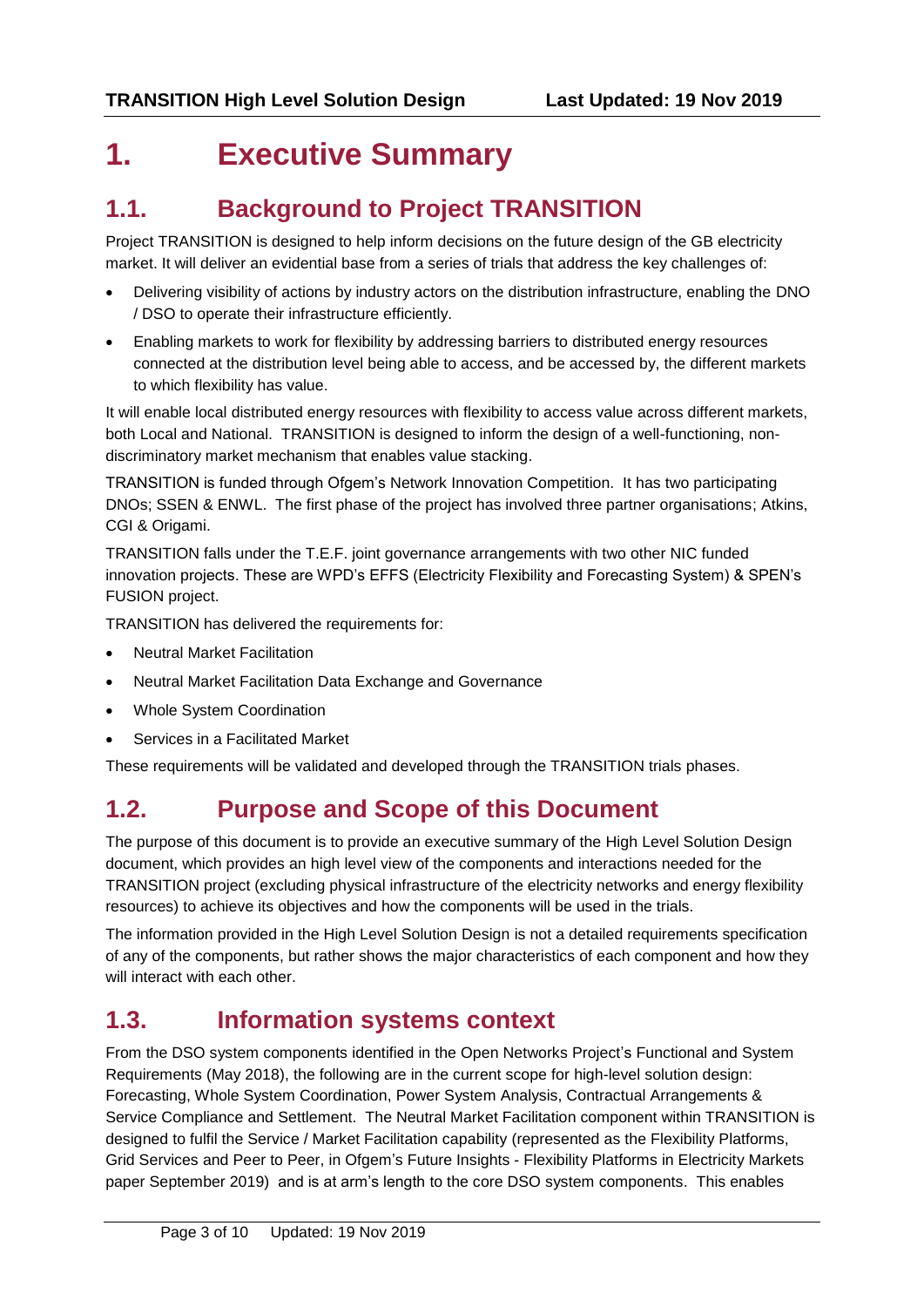# 1. Executive Summary

## 1.1. Background to Project TRANSITION

Project TRANSITION is designed to help inform decisions on the future design of the GB electricity market. It will deliver an evidential base from a series of trials that address the key challenges of:

- Delivering visibility of actions by industry actors on the distribution infrastructure, enabling the DNO / DSO to operate their infrastructure efficiently.
- Enabling markets to work for flexibility by addressing barriers to distributed energy resources connected at the distribution level being able to access, and be accessed by, the different markets to which flexibility has value.

It will enable local distributed energy resources with flexibility to access value across different markets, both Local and National. TRANSITION is designed to inform the design of a well-functioning, non-discriminatory market mechanism that enables value stacking.

TRANSITION is funded through Ofgem's Network Innovation Competition. It has two participating DNOs; SSEN & ENWL. The first phase of the project has involved three partner organisations; Atkins, CGI & Origami.

TRANSITION falls under the T.E.F. joint governance arrangements with two other NIC funded innovation projects. These are WPD's EFFS (Electricity Flexibility and Forecasting System) & SPEN's FUSION project.

TRANSITION has delivered the requirements for:

- Neutral Market Facilitation
- Neutral Market Facilitation Data Exchange and Governance
- Whole System Coordination
- Services in a Facilitated Market

These requirements will be validated and developed through the TRANSITION trials phases.

## 1.2. Purpose and Scope of this Document

The purpose of this document is to provide an executive summary of the High Level Solution Design document, which provides an high level view of the components and interactions needed for the TRANSITION project (excluding physical infrastructure of the electricity networks and energy flexibility resources) to achieve its objectives and how the components will be used in the trials.

The information provided in the High Level Solution Design is not a detailed requirements specification of any of the components, but rather shows the major characteristics of each component and how they will interact with each other.

## 1.3. Information systems context

From the DSO system components identified in the Open Networks Project's Functional and System Requirements (May 2018), the following are in the current scope for high-level solution design: Forecasting, Whole System Coordination, Power System Analysis, Contractual Arrangements & Service Compliance and Settlement. The Neutral Market Facilitation component within TRANSITION is designed to fulfil the Service / Market Facilitation capability (represented as the Flexibility Platforms, Grid Services and Peer to Peer, in Ofgem's Future Insights - Flexibility Platforms in Electricity Markets paper September 2019) and is at arm's length to the core DSO system components. This enables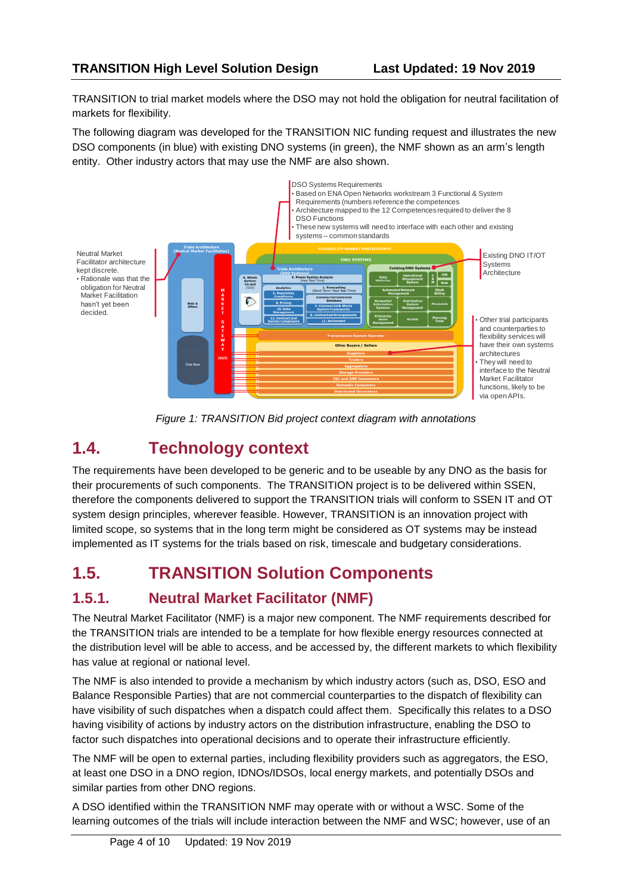TRANSITION to trial market models where the DSO may not hold the obligation for neutral facilitation of markets for flexibility.

The following diagram was developed for the TRANSITION NIC funding request and illustrates the new DSO components (in blue) with existing DNO systems (in green), the NMF shown as an arm's length entity. Other industry actors that may use the NMF are also shown.

*Figure 1: TRANSITION Bid project context diagram with annotations*

## 1.4. Technology context

The requirements have been developed to be generic and to be useable by any DNO as the basis for their procurements of such components. The TRANSITION project is to be delivered within SSEN, therefore the components delivered to support the TRANSITION trials will conform to SSEN IT and OT system design principles, wherever feasible. However, TRANSITION is an innovation project with limited scope, so systems that in the long term might be considered as OT systems may be instead implemented as IT systems for the trials based on risk, timescale and budgetary considerations.

## 1.5. TRANSITION Solution Components

### 1.5.1. Neutral Market Facilitator (NMF)

The Neutral Market Facilitator (NMF) is a major new component. The NMF requirements described for the TRANSITION trials are intended to be a template for how flexible energy resources connected at the distribution level will be able to access, and be accessed by, the different markets to which flexibility has value at regional or national level.

The NMF is also intended to provide a mechanism by which industry actors (such as, DSO, ESO and Balance Responsible Parties) that are not commercial counterparties to the dispatch of flexibility can have visibility of such dispatches when a dispatch could affect them. Specifically this relates to a DSO having visibility of actions by industry actors on the distribution infrastructure, enabling the DSO to factor such dispatches into operational decisions and to operate their infrastructure efficiently.

The NMF will be open to external parties, including flexibility providers such as aggregators, the ESO, at least one DSO in a DNO region, IDNOs/IDSOs, local energy markets, and potentially DSOs and similar parties from other DNO regions.

A DSO identified within the TRANSITION NMF may operate with or without a WSC. Some of the learning outcomes of the trials will include interaction between the NMF and WSC; however, use of an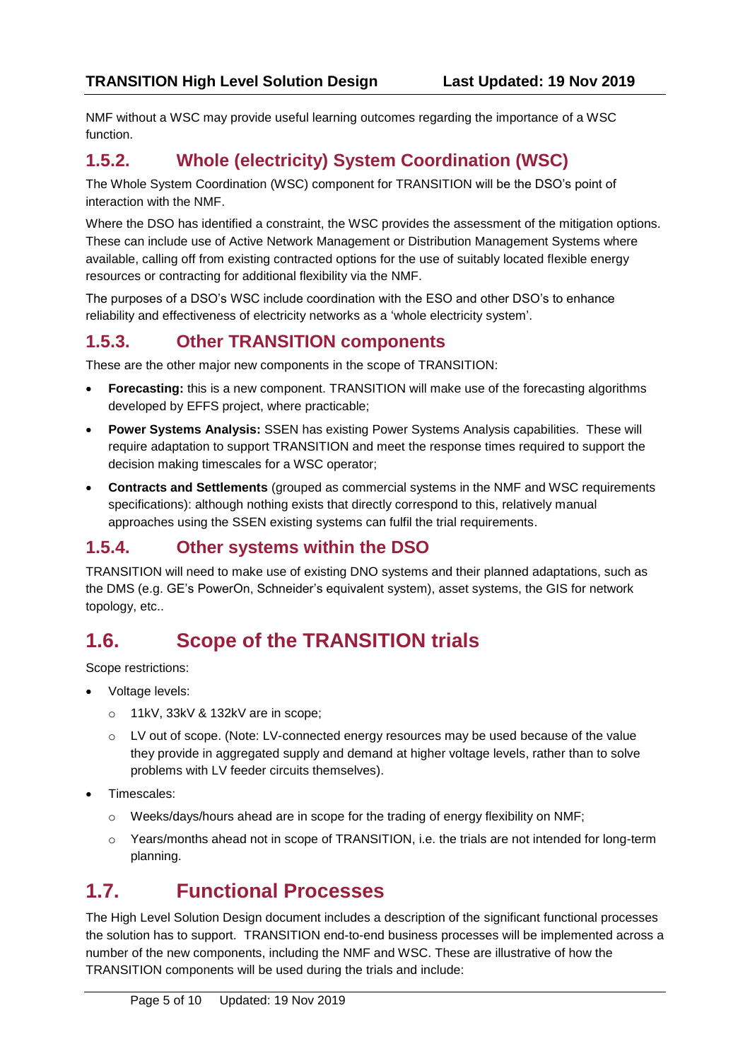NMF without a WSC may provide useful learning outcomes regarding the importance of a WSC function.

### 1.5.2. Whole (electricity) System Coordination (WSC)

The Whole System Coordination (WSC) component for TRANSITION will be the DSO's point of interaction with the NMF.

Where the DSO has identified a constraint, the WSC provides the assessment of the mitigation options. These can include use of Active Network Management or Distribution Management Systems where available, calling off from existing contracted options for the use of suitably located flexible energy resources or contracting for additional flexibility via the NMF.

The purposes of a DSO's WSC include coordination with the ESO and other DSO's to enhance reliability and effectiveness of electricity networks as a 'whole electricity system'.

### 1.5.3. Other TRANSITION components

These are the other major new components in the scope of TRANSITION:

- **Forecasting:** this is a new component. TRANSITION will make use of the forecasting algorithms developed by EFFS project, where practicable;
- **Power Systems Analysis:** SSEN has existing Power Systems Analysis capabilities. These will require adaptation to support TRANSITION and meet the response times required to support the decision making timescales for a WSC operator;
- **Contracts and Settlements** (grouped as commercial systems in the NMF and WSC requirements specifications): although nothing exists that directly correspond to this, relatively manual approaches using the SSEN existing systems can fulfil the trial requirements.

### 1.5.4. Other systems within the DSO

TRANSITION will need to make use of existing DNO systems and their planned adaptations, such as the DMS (e.g. GE's PowerOn, Schneider's equivalent system), asset systems, the GIS for network topology, etc..

## 1.6. Scope of the TRANSITION trials

Scope restrictions:

- Voltage levels:
  - 11kV, 33kV & 132kV are in scope;
  - LV out of scope. (Note: LV-connected energy resources may be used because of the value they provide in aggregated supply and demand at higher voltage levels, rather than to solve problems with LV feeder circuits themselves).
- Timescales:
  - Weeks/days/hours ahead are in scope for the trading of energy flexibility on NMF;
  - Years/months ahead not in scope of TRANSITION, i.e. the trials are not intended for long-term planning.

## 1.7. Functional Processes

The High Level Solution Design document includes a description of the significant functional processes the solution has to support. TRANSITION end-to-end business processes will be implemented across a number of the new components, including the NMF and WSC. These are illustrative of how the TRANSITION components will be used during the trials and include: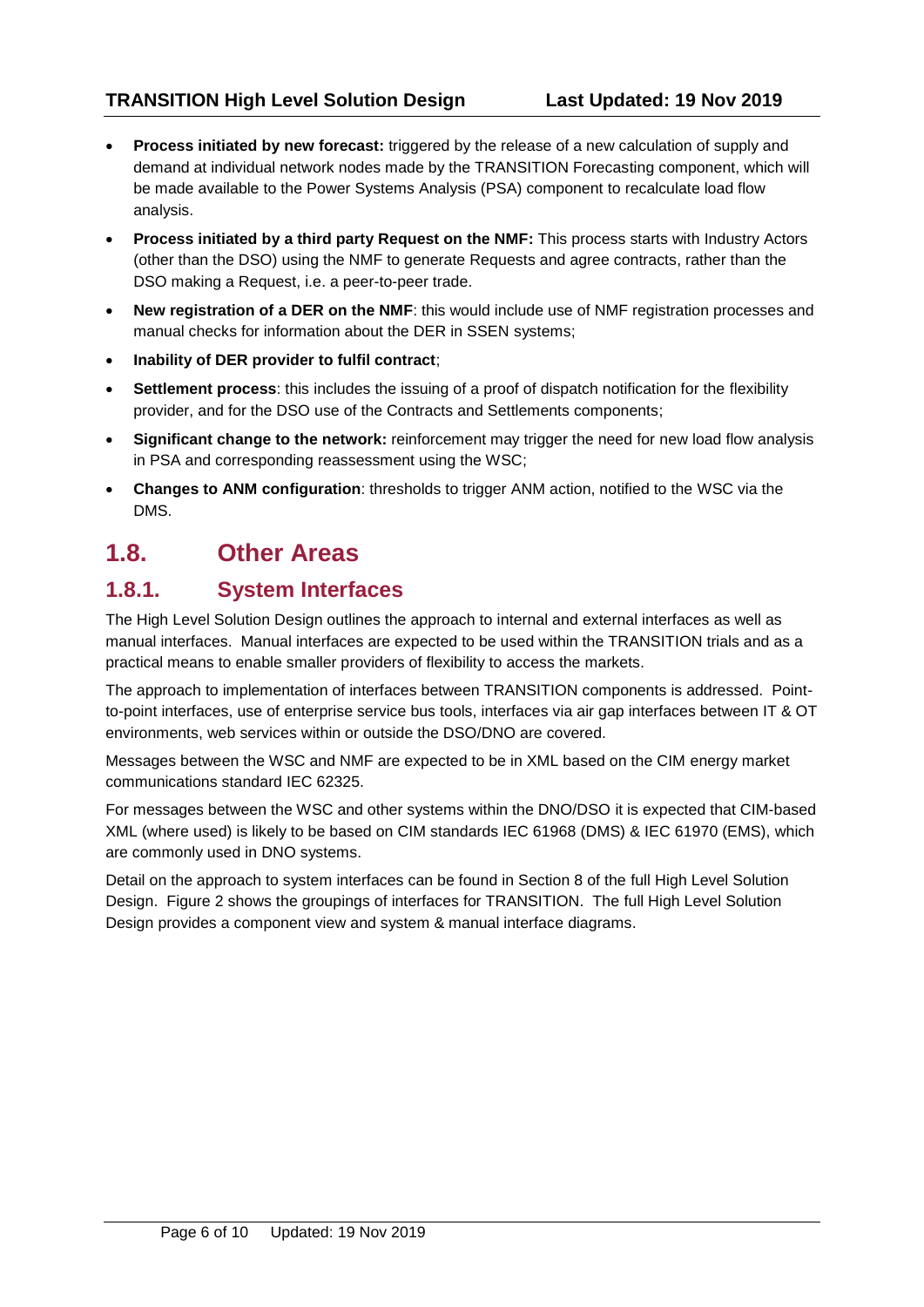- **Process initiated by new forecast:** triggered by the release of a new calculation of supply and demand at individual network nodes made by the TRANSITION Forecasting component, which will be made available to the Power Systems Analysis (PSA) component to recalculate load flow analysis.
- **Process initiated by a third party Request on the NMF:** This process starts with Industry Actors (other than the DSO) using the NMF to generate Requests and agree contracts, rather than the DSO making a Request, i.e. a peer-to-peer trade.
- **New registration of a DER on the NMF**: this would include use of NMF registration processes and manual checks for information about the DER in SSEN systems;
- **Inability of DER provider to fulfil contract**;
- **Settlement process**: this includes the issuing of a proof of dispatch notification for the flexibility provider, and for the DSO use of the Contracts and Settlements components;
- **Significant change to the network:** reinforcement may trigger the need for new load flow analysis in PSA and corresponding reassessment using the WSC;
- **Changes to ANM configuration**: thresholds to trigger ANM action, notified to the WSC via the DMS.

## 1.8. Other Areas

### 1.8.1. System Interfaces

The High Level Solution Design outlines the approach to internal and external interfaces as well as manual interfaces. Manual interfaces are expected to be used within the TRANSITION trials and as a practical means to enable smaller providers of flexibility to access the markets.

The approach to implementation of interfaces between TRANSITION components is addressed. Point-to-point interfaces, use of enterprise service bus tools, interfaces via air gap interfaces between IT & OT environments, web services within or outside the DSO/DNO are covered.

Messages between the WSC and NMF are expected to be in XML based on the CIM energy market communications standard IEC 62325.

For messages between the WSC and other systems within the DNO/DSO it is expected that CIM-based XML (where used) is likely to be based on CIM standards IEC 61968 (DMS) & IEC 61970 (EMS), which are commonly used in DNO systems.

Detail on the approach to system interfaces can be found in Section 8 of the full High Level Solution Design. Figure 2 shows the groupings of interfaces for TRANSITION. The full High Level Solution Design provides a component view and system & manual interface diagrams.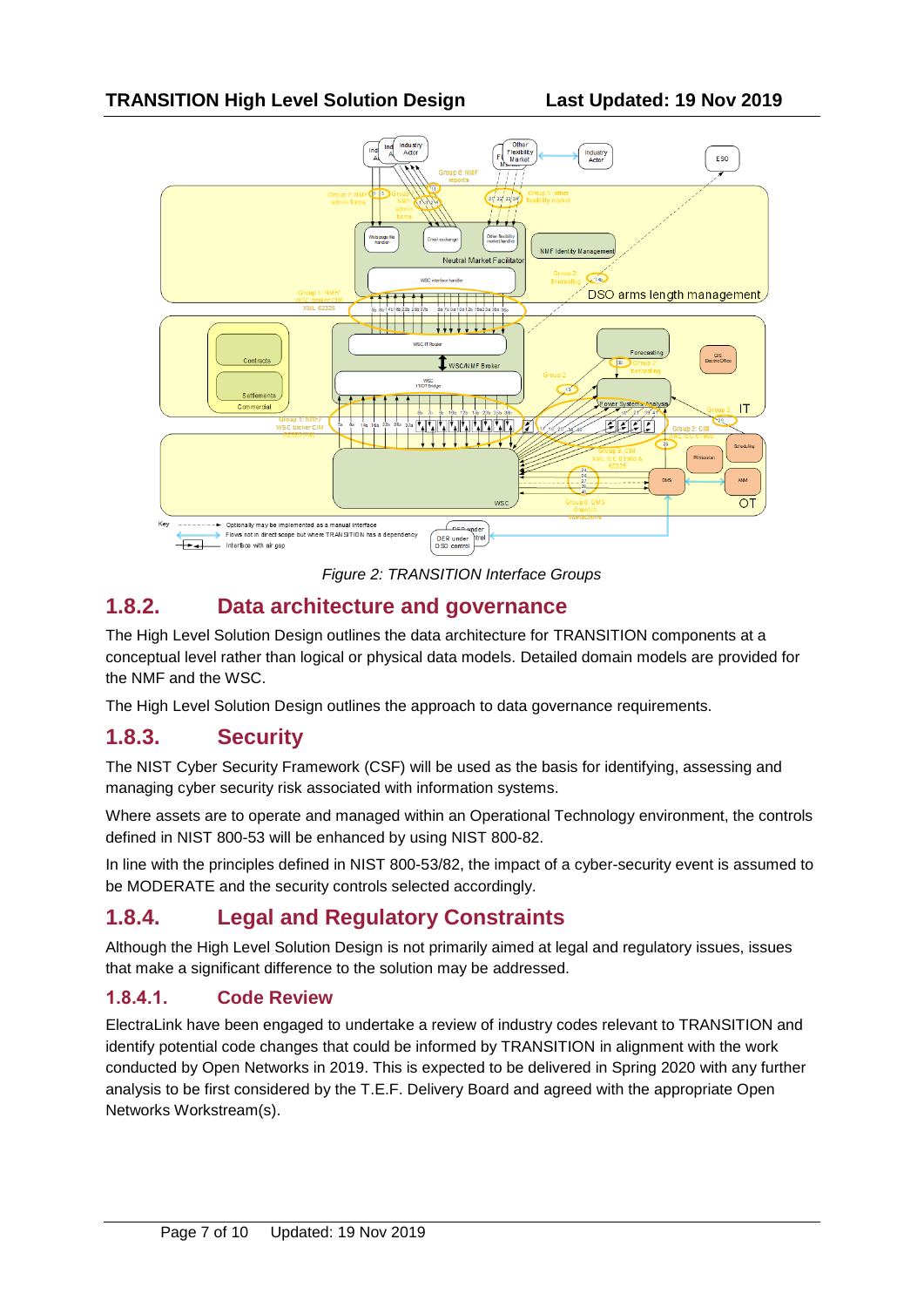*Figure 2: TRANSITION Interface Groups*

### 1.8.2. Data architecture and governance

The High Level Solution Design outlines the data architecture for TRANSITION components at a conceptual level rather than logical or physical data models. Detailed domain models are provided for the NMF and the WSC.

The High Level Solution Design outlines the approach to data governance requirements.

### 1.8.3. Security

The NIST Cyber Security Framework (CSF) will be used as the basis for identifying, assessing and managing cyber security risk associated with information systems.

Where assets are to operate and managed within an Operational Technology environment, the controls defined in NIST 800-53 will be enhanced by using NIST 800-82.

In line with the principles defined in NIST 800-53/82, the impact of a cyber-security event is assumed to be MODERATE and the security controls selected accordingly.

### 1.8.4. Legal and Regulatory Constraints

Although the High Level Solution Design is not primarily aimed at legal and regulatory issues, issues that make a significant difference to the solution may be addressed.

#### 1.8.4.1. Code Review

ElectraLink have been engaged to undertake a review of industry codes relevant to TRANSITION and identify potential code changes that could be informed by TRANSITION in alignment with the work conducted by Open Networks in 2019. This is expected to be delivered in Spring 2020 with any further analysis to be first considered by the T.E.F. Delivery Board and agreed with the appropriate Open Networks Workstream(s).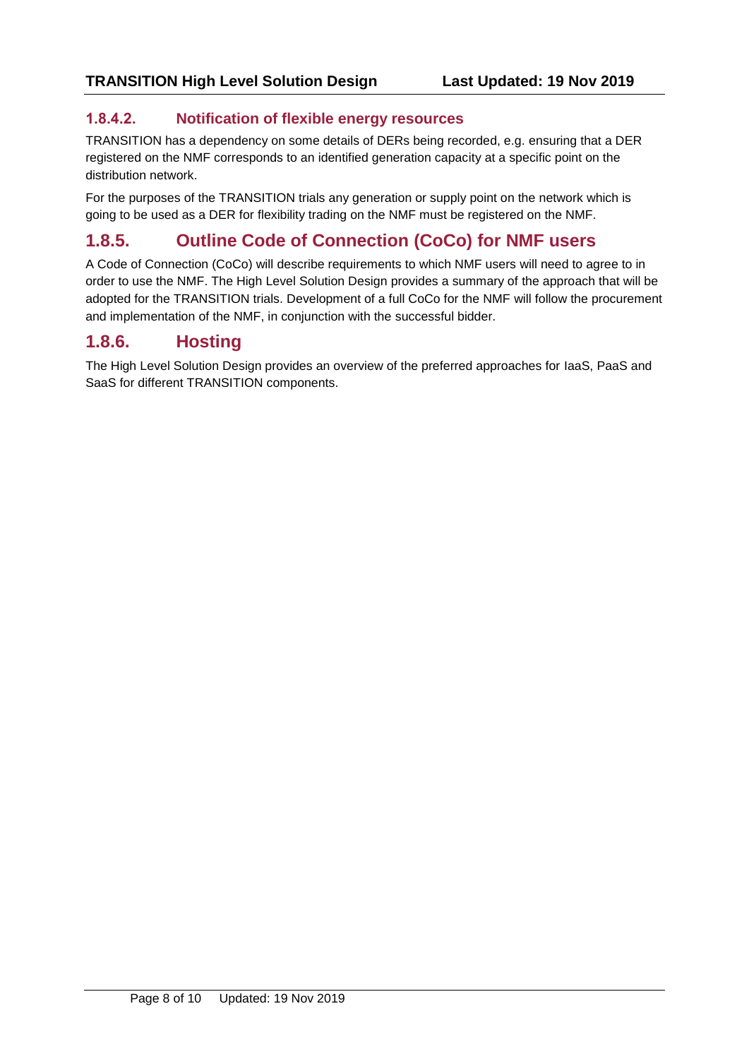#### 1.8.4.2. Notification of flexible energy resources

TRANSITION has a dependency on some details of DERs being recorded, e.g. ensuring that a DER registered on the NMF corresponds to an identified generation capacity at a specific point on the distribution network.

For the purposes of the TRANSITION trials any generation or supply point on the network which is going to be used as a DER for flexibility trading on the NMF must be registered on the NMF.

### 1.8.5. Outline Code of Connection (CoCo) for NMF users

A Code of Connection (CoCo) will describe requirements to which NMF users will need to agree to in order to use the NMF. The High Level Solution Design provides a summary of the approach that will be adopted for the TRANSITION trials. Development of a full CoCo for the NMF will follow the procurement and implementation of the NMF, in conjunction with the successful bidder.

### 1.8.6. Hosting

The High Level Solution Design provides an overview of the preferred approaches for IaaS, PaaS and SaaS for different TRANSITION components.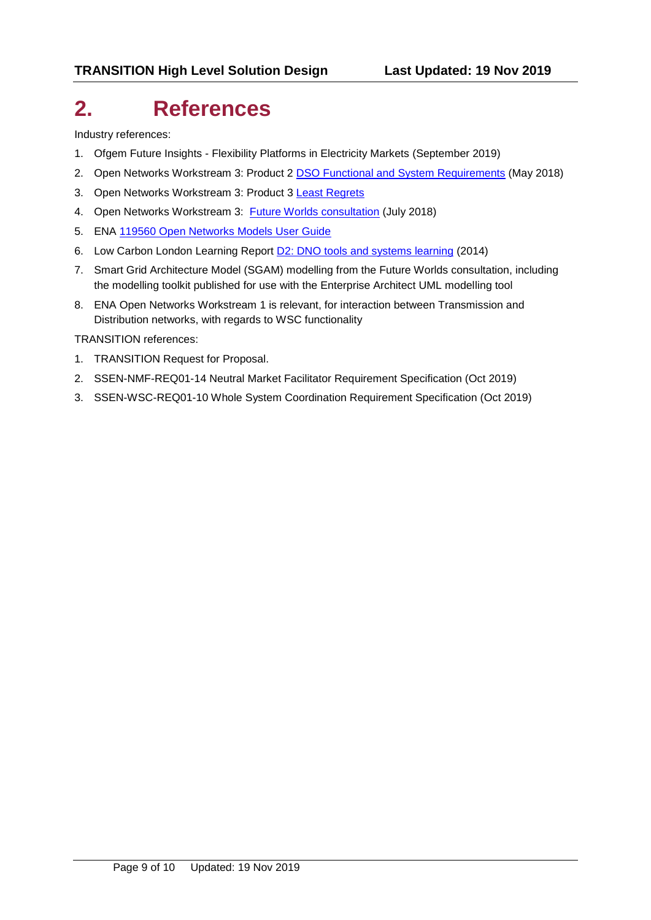# 2. References

Industry references:

1. Ofgem Future Insights - Flexibility Platforms in Electricity Markets (September 2019)
2. Open Networks Workstream 3: Product 2 DSO Functional and System Requirements (May 2018)
3. Open Networks Workstream 3: Product 3 Least Regrets
4. Open Networks Workstream 3: Future Worlds consultation (July 2018)
5. ENA 119560 Open Networks Models User Guide
6. Low Carbon London Learning Report D2: DNO tools and systems learning (2014)
7. Smart Grid Architecture Model (SGAM) modelling from the Future Worlds consultation, including the modelling toolkit published for use with the Enterprise Architect UML modelling tool
8. ENA Open Networks Workstream 1 is relevant, for interaction between Transmission and Distribution networks, with regards to WSC functionality

TRANSITION references:

1. TRANSITION Request for Proposal.
2. SSEN-NMF-REQ01-14 Neutral Market Facilitator Requirement Specification (Oct 2019)
3. SSEN-WSC-REQ01-10 Whole System Coordination Requirement Specification (Oct 2019)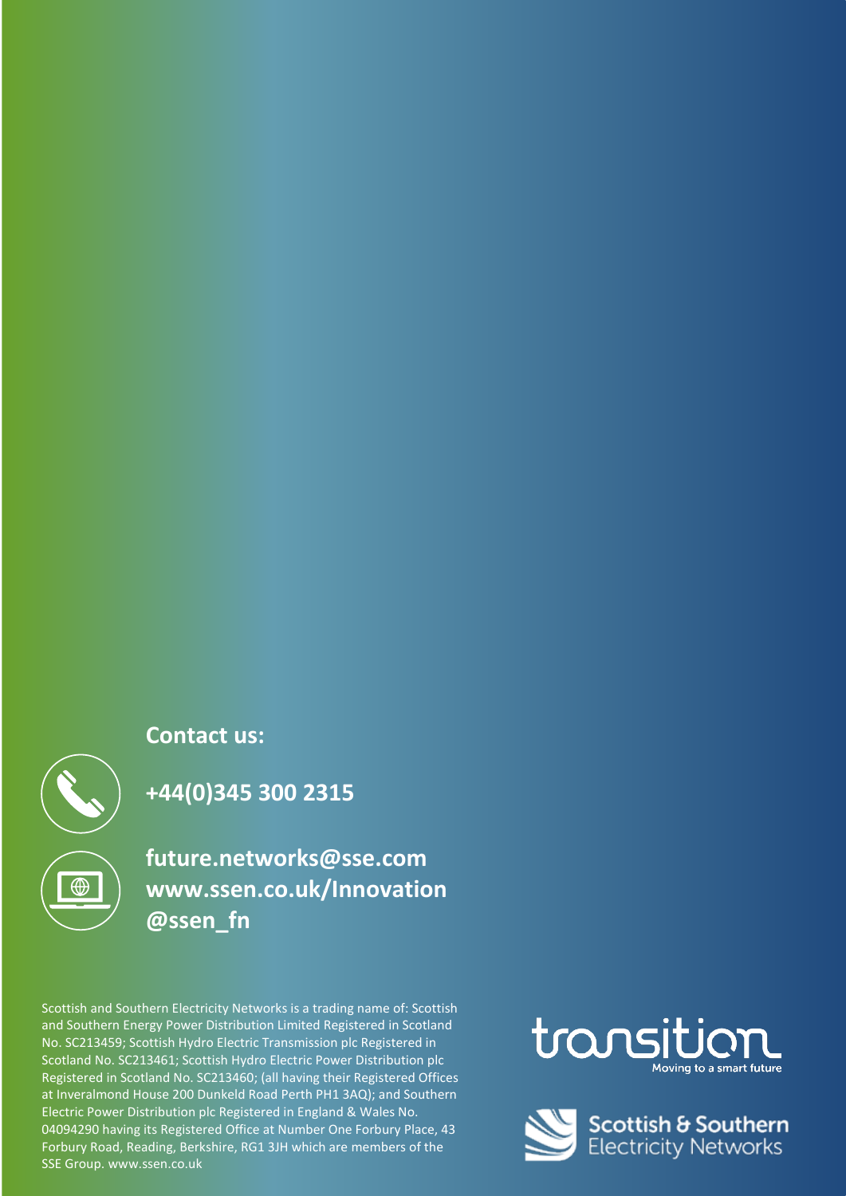## Contact us:

**+44(0)345 300 2315**

**future.networks@sse.com**
**www.ssen.co.uk/Innovation**
**@ssen_fn**

Scottish and Southern Electricity Networks is a trading name of: Scottish and Southern Energy Power Distribution Limited Registered in Scotland No. SC213459; Scottish Hydro Electric Transmission plc Registered in Scotland No. SC213461; Scottish Hydro Electric Power Distribution plc Registered in Scotland No. SC213460; (all having their Registered Offices at Inveralmond House 200 Dunkeld Road Perth PH1 3AQ); and Southern Electric Power Distribution plc Registered in England & Wales No. 04094290 having its Registered Office at Number One Forbury Place, 43 Forbury Road, Reading, Berkshire, RG1 3JH which are members of the SSE Group. www.ssen.co.uk

transition
Moving to a smart future

Scottish & Southern
Electricity Networks